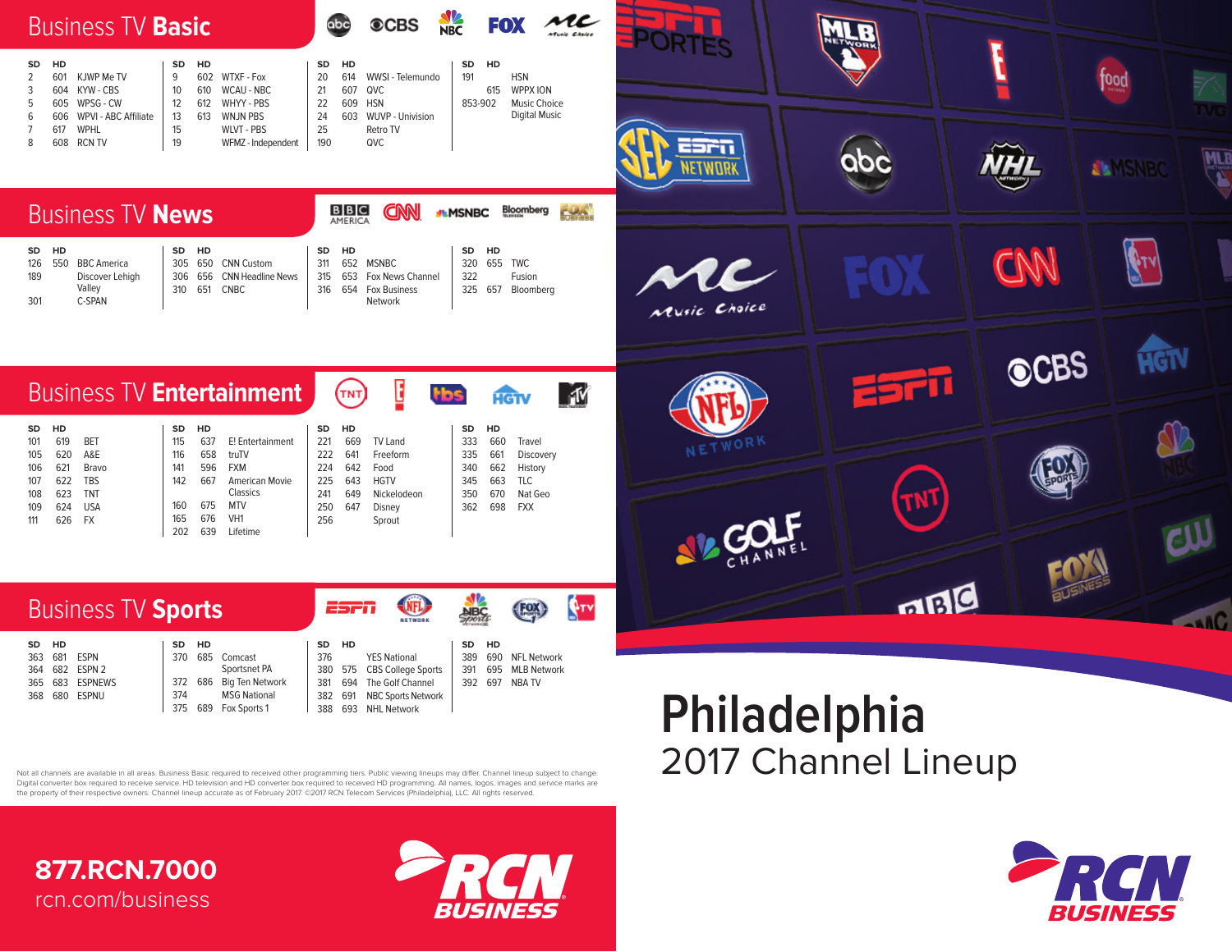# Business TV Basic

| SD | HD | Channel |
|---|---|---|
| 2 | 601 | KJWP Me TV |
| 3 | 604 | KYW - CBS |
| 5 | 605 | WPSG - CW |
| 6 | 606 | WPVI - ABC Affiliate |
| 7 | 617 | WPHL |
| 8 | 608 | RCN TV |
| 9 | 602 | WTXF - Fox |
| 10 | 610 | WCAU - NBC |
| 12 | 612 | WHYY - PBS |
| 13 | 613 | WNJN PBS |
| 15 | | WLVT - PBS |
| 19 | | WFMZ - Independent |
| 20 | 614 | WWSI - Telemundo |
| 21 | 607 | QVC |
| 22 | 609 | HSN |
| 24 | 603 | WUVP - Univision |
| 25 | | Retro TV |
| 190 | | QVC |
| 191 | | HSN |
| | 615 | WPPX ION |
| 853-902 | | Music Choice Digital Music |

# Business TV News

| SD | HD | Channel |
|---|---|---|
| 126 | 550 | BBC America |
| 189 | | Discover Lehigh Valley |
| 301 | | C-SPAN |
| 305 | 650 | CNN Custom |
| 306 | 656 | CNN Headline News |
| 310 | 651 | CNBC |
| 311 | 652 | MSNBC |
| 315 | 653 | Fox News Channel |
| 316 | 654 | Fox Business Network |
| 320 | 655 | TWC |
| 322 | | Fusion |
| 325 | 657 | Bloomberg |

# Business TV Entertainment

| SD | HD | Channel |
|---|---|---|
| 101 | 619 | BET |
| 105 | 620 | A&E |
| 106 | 621 | Bravo |
| 107 | 622 | TBS |
| 108 | 623 | TNT |
| 109 | 624 | USA |
| 111 | 626 | FX |
| 115 | 637 | E! Entertainment |
| 116 | 658 | truTV |
| 141 | 596 | FXM |
| 142 | 667 | American Movie Classics |
| 160 | 675 | MTV |
| 165 | 676 | VH1 |
| 202 | 639 | Lifetime |
| 221 | 669 | TV Land |
| 222 | 641 | Freeform |
| 224 | 642 | Food |
| 225 | 643 | HGTV |
| 241 | 649 | Nickelodeon |
| 250 | 647 | Disney |
| 256 | | Sprout |
| 333 | 660 | Travel |
| 335 | 661 | Discovery |
| 340 | 662 | History |
| 345 | 663 | TLC |
| 350 | 670 | Nat Geo |
| 362 | 698 | FXX |

# Business TV Sports

| SD | HD | Channel |
|---|---|---|
| 363 | 681 | ESPN |
| 364 | 682 | ESPN 2 |
| 365 | 683 | ESPNEWS |
| 368 | 680 | ESPNU |
| 370 | 685 | Comcast Sportsnet PA |
| 372 | 686 | Big Ten Network |
| 374 | | MSG National |
| 375 | 689 | Fox Sports 1 |
| 376 | | YES National |
| 380 | 575 | CBS College Sports |
| 381 | 694 | The Golf Channel |
| 382 | 691 | NBC Sports Network |
| 388 | 693 | NHL Network |
| 389 | 690 | NFL Network |
| 391 | 695 | MLB Network |
| 392 | 697 | NBA TV |

Not all channels are available in all areas. Business Basic required to received other programming tiers. Public viewing lineups may differ. Channel lineup subject to change. Digital converter box required to receive service. HD television and HD converter box required to received HD programming. All names, logos, images and service marks are the property of their respective owners. Channel lineup accurate as of February 2017. ©2017 RCN Telecom Services (Philadelphia), LLC. All rights reserved.

**877.RCN.7000**
rcn.com/business

RCN BUSINESS

# Philadelphia
## 2017 Channel Lineup

RCN BUSINESS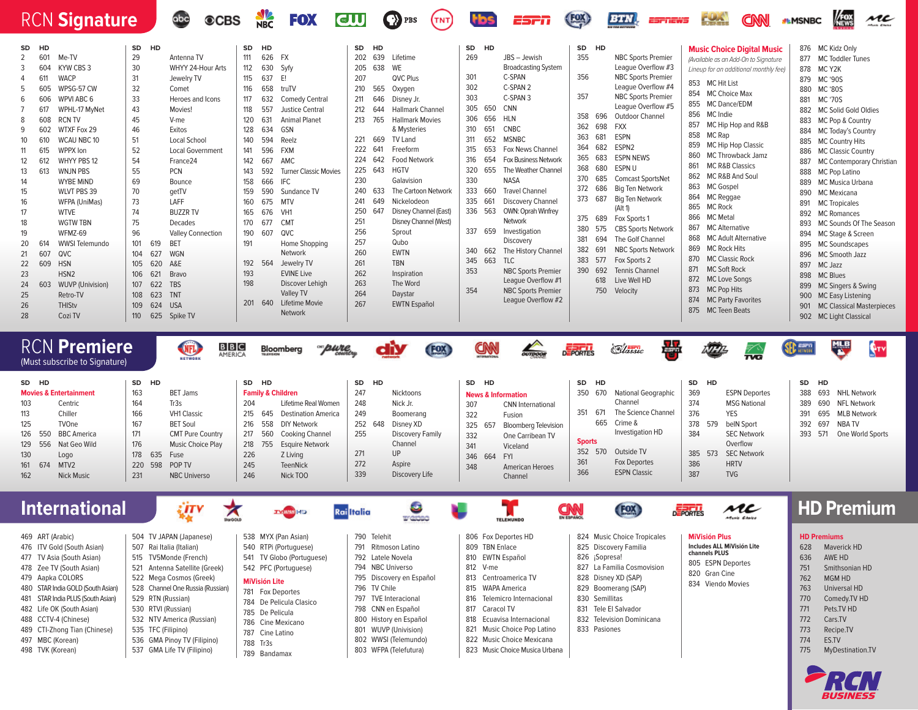# RCN Signature

| SD | HD | Channel |
|---|---|---|
| 2 | 601 | Me-TV |
| 3 | 604 | KYW CBS 3 |
| 4 | 611 | WACP |
| 5 | 605 | WPSG-57 CW |
| 6 | 606 | WPVI ABC 6 |
| 7 | 617 | WPHL-17 MyNet |
| 8 | 608 | RCN TV |
| 9 | 602 | WTXF Fox 29 |
| 10 | 610 | WCAU NBC 10 |
| 11 | 615 | WPPX Ion |
| 12 | 612 | WHYY PBS 12 |
| 13 | 613 | WNJN PBS |
| 14 | | WYBE MiND |
| 15 | | WLVT PBS 39 |
| 16 | | WFPA (UniMas) |
| 17 | | WTVE |
| 18 | | WGTW TBN |
| 19 | | WFMZ-69 |
| 20 | 614 | WWSI Telemundo |
| 21 | 607 | QVC |
| 22 | 609 | HSN |
| 23 | | HSN2 |
| 24 | 603 | WUVP (Univision) |
| 25 | | Retro-TV |
| 26 | | THIStv |
| 28 | | Cozi TV |
| 29 | | Antenna TV |
| 30 | | WHYY 24-Hour Arts |
| 31 | | Jewelry TV |
| 32 | | Comet |
| 33 | | Heroes and Icons |
| 43 | | Movies! |
| 45 | | V-me |
| 46 | | Exitos |
| 51 | | Local School |
| 52 | | Local Government |
| 54 | | France24 |
| 55 | | PCN |
| 69 | | Bounce |
| 70 | | getTV |
| 73 | | LAFF |
| 74 | | BUZZR TV |
| 75 | | Decades |
| 96 | | Valley Connection |
| 101 | 619 | BET |
| 104 | 627 | WGN |
| 105 | 620 | A&E |
| 106 | 621 | Bravo |
| 107 | 622 | TBS |
| 108 | 623 | TNT |
| 109 | 624 | USA |
| 110 | 625 | Spike TV |
| 111 | 626 | FX |
| 112 | 630 | Syfy |
| 115 | 637 | E! |
| 116 | 658 | truTV |
| 117 | 632 | Comedy Central |
| 118 | 557 | Justice Central |
| 120 | 631 | Animal Planet |
| 128 | 634 | GSN |
| 140 | 594 | Reelz |
| 141 | 596 | FXM |
| 142 | 667 | AMC |
| 143 | 592 | Turner Classic Movies |
| 158 | 666 | IFC |
| 159 | 590 | Sundance TV |
| 160 | 675 | MTV |
| 165 | 676 | VH1 |
| 170 | 677 | CMT |
| 190 | 607 | QVC |
| 191 | | Home Shopping Network |
| 192 | 564 | Jewelry TV |
| 193 | | EVINE Live |
| 198 | | Discover Lehigh Valley TV |
| 201 | 640 | Lifetime Movie Network |
| 202 | 639 | Lifetime |
| 205 | 638 | WE |
| 207 | | QVC Plus |
| 210 | 565 | Oxygen |
| 211 | 646 | Disney Jr. |
| 212 | 644 | Hallmark Channel |
| 213 | 765 | Hallmark Movies & Mysteries |
| 221 | 629 | TV Land |
| 222 | 641 | Freeform |
| 224 | 642 | Food Network |
| 225 | 643 | HGTV |
| 230 | | Galavision |
| 240 | 633 | The Cartoon Network |
| 241 | 649 | Nickelodeon |
| 250 | 647 | Disney Channel (East) |
| 251 | | Disney Channel (West) |
| 256 | | Sprout |
| 257 | | Qubo |
| 260 | | EWTN |
| 261 | | TBN |
| 262 | | Inspiration |
| 263 | | The Word |
| 264 | | Daystar |
| 267 | | EWTN Español |
| 269 | | JBS – Jewish Broadcasting System |
| 301 | | C-SPAN |
| 302 | | C-SPAN 2 |
| 303 | | C-SPAN 3 |
| 305 | 650 | CNN |
| 306 | 656 | HLN |
| 310 | 651 | CNBC |
| 311 | 652 | MSNBC |
| 315 | 653 | Fox News Channel |
| 316 | 654 | Fox Business Network |
| 320 | 655 | The Weather Channel |
| 330 | | NASA |
| 333 | 660 | Travel Channel |
| 335 | 661 | Discovery Channel |
| 336 | 563 | OWN: Oprah Winfrey Network |
| 337 | 659 | Investigation Discovery |
| 340 | 662 | The History Channel |
| 345 | 663 | TLC |
| 353 | | NBC Sports Premier League Overflow #1 |
| 354 | | NBC Sports Premier League Overflow #2 |
| 355 | | NBC Sports Premier League Overflow #3 |
| 356 | | NBC Sports Premier League Overflow #4 |
| 357 | | NBC Sports Premier League Overflow #5 |
| 358 | 696 | Outdoor Channel |
| 362 | 698 | FXX |
| 363 | 681 | ESPN |
| 364 | 682 | ESPN2 |
| 365 | 683 | ESPN NEWS |
| 368 | 680 | ESPN U |
| 370 | 685 | Comcast SportsNet |
| 372 | 686 | Big Ten Network |
| 373 | 687 | Big Ten Network (Alt 1) |
| 375 | 689 | Fox Sports 1 |
| 380 | 575 | CBS Sports Network |
| 381 | 694 | The Golf Channel |
| 382 | 691 | NBC Sports Network |
| 383 | 577 | Fox Sports 2 |
| 390 | 692 | Tennis Channel |
| | 618 | Live Well HD |
| | 750 | Velocity |

## Music Choice Digital Music

*(Available as an Add-On to Signature Lineup for an additional monthly fee)*

| | |
|---|---|
| 853 | MC Hit List |
| 854 | MC Choice Max |
| 855 | MC Dance/EDM |
| 856 | MC Indie |
| 857 | MC Hip Hop and R&B |
| 858 | MC Rap |
| 859 | MC Hip Hop Classic |
| 860 | MC Throwback Jamz |
| 861 | MC R&B Classics |
| 862 | MC R&B And Soul |
| 863 | MC Gospel |
| 864 | MC Reggae |
| 865 | MC Rock |
| 866 | MC Metal |
| 867 | MC Alternative |
| 868 | MC Adult Alternative |
| 869 | MC Rock Hits |
| 870 | MC Classic Rock |
| 871 | MC Soft Rock |
| 872 | MC Love Songs |
| 873 | MC Pop Hits |
| 874 | MC Party Favorites |
| 875 | MC Teen Beats |
| 876 | MC Kidz Only |
| 877 | MC Toddler Tunes |
| 878 | MC Y2K |
| 879 | MC '90S |
| 880 | MC '80S |
| 881 | MC '70S |
| 882 | MC Solid Gold Oldies |
| 883 | MC Pop & Country |
| 884 | MC Today's Country |
| 885 | MC Country Hits |
| 886 | MC Classic Country |
| 887 | MC Contemporary Christian |
| 888 | MC Pop Latino |
| 889 | MC Musica Urbana |
| 890 | MC Mexicana |
| 891 | MC Tropicales |
| 892 | MC Romances |
| 893 | MC Sounds Of The Season |
| 894 | MC Stage & Screen |
| 895 | MC Soundscapes |
| 896 | MC Smooth Jazz |
| 897 | MC Jazz |
| 898 | MC Blues |
| 899 | MC Singers & Swing |
| 900 | MC Easy Listening |
| 901 | MC Classical Masterpieces |
| 902 | MC Light Classical |

# RCN Premiere

(Must subscribe to Signature)

### Movies & Entertainment

| SD | HD | Channel |
|---|---|---|
| 103 | | Centric |
| 113 | | Chiller |
| 125 | | TVOne |
| 126 | 550 | BBC America |
| 129 | 556 | Nat Geo Wild |
| 130 | | Logo |
| 161 | 674 | MTV2 |
| 162 | | Nick Music |
| 163 | | BET Jams |
| 164 | | Tr3s |
| 166 | | VH1 Classic |
| 167 | | BET Soul |
| 171 | | CMT Pure Country |
| 176 | | Music Choice Play |
| 178 | 635 | Fuse |
| 220 | 598 | POP TV |
| 231 | | NBC Universo |

### Family & Children

| SD | HD | Channel |
|---|---|---|
| 204 | | Lifetime Real Women |
| 215 | 645 | Destination America |
| 216 | 558 | DIY Network |
| 217 | 560 | Cooking Channel |
| 218 | 755 | Esquire Network |
| 226 | | Z Living |
| 245 | | TeenNick |
| 246 | | Nick TOO |
| 247 | | Nicktoons |
| 248 | | Nick Jr. |
| 249 | | Boomerang |
| 252 | 648 | Disney XD |
| 255 | | Discovery Family Channel |
| 271 | | UP |
| 272 | | Aspire |
| 339 | | Discovery Life |

### News & Information

| SD | HD | Channel |
|---|---|---|
| 307 | | CNN International |
| 322 | | Fusion |
| 325 | 657 | Bloomberg Television |
| 332 | | One Carribean TV |
| 341 | | Viceland |
| 346 | 664 | FYI |
| 348 | | American Heroes Channel |
| 350 | 670 | National Geographic Channel |
| 351 | 671 | The Science Channel |
| | 665 | Crime & Investigation HD |

### Sports

| SD | HD | Channel |
|---|---|---|
| 352 | 570 | Outside TV |
| 361 | | Fox Deportes |
| 366 | | ESPN Classic |
| 369 | | ESPN Deportes |
| 374 | | MSG National |
| 376 | | YES |
| 378 | 579 | beIN Sport |
| 384 | | SEC Network Overflow |
| 385 | 573 | SEC Network |
| 386 | | HRTV |
| 387 | | TVG |
| 388 | 693 | NHL Network |
| 389 | 690 | NFL Network |
| 391 | 695 | MLB Network |
| 392 | 697 | NBA TV |
| 393 | 571 | One World Sports |

# International

| | |
|---|---|
| 469 | ART (Arabic) |
| 476 | ITV Gold (South Asian) |
| 477 | TV Asia (South Asian) |
| 478 | Zee TV (South Asian) |
| 479 | Aapka COLORS |
| 480 | STAR India GOLD (South Asian) |
| 481 | STAR India PLUS (South Asian) |
| 482 | Life OK (South Asian) |
| 488 | CCTV-4 (Chinese) |
| 489 | CTI-Zhong Tian (Chinese) |
| 497 | MBC (Korean) |
| 498 | TVK (Korean) |
| 504 | TV JAPAN (Japanese) |
| 507 | Rai Italia (Italian) |
| 515 | TV5Monde (French) |
| 521 | Antenna Satellite (Greek) |
| 522 | Mega Cosmos (Greek) |
| 528 | Channel One Russia (Russian) |
| 529 | RTN (Russian) |
| 530 | RTVI (Russian) |
| 532 | NTV America (Russian) |
| 535 | TFC (Filipino) |
| 536 | GMA Pinoy TV (Filipino) |
| 537 | GMA Life TV (Filipino) |
| 538 | MYX (Pan Asian) |
| 540 | RTPi (Portuguese) |
| 541 | TV Globo (Portuguese) |
| 542 | PFC (Portuguese) |

### MiVisión Lite

| | |
|---|---|
| 781 | Fox Deportes |
| 784 | De Pelicula Clasico |
| 785 | De Pelicula |
| 786 | Cine Mexicano |
| 787 | Cine Latino |
| 788 | Tr3s |
| 789 | Bandamax |
| 790 | Telehit |
| 791 | Ritmoson Latino |
| 792 | Latele Novela |
| 794 | NBC Universo |
| 795 | Discovery en Español |
| 796 | TV Chile |
| 797 | TVE Interacional |
| 798 | CNN en Español |
| 800 | History en Español |
| 801 | WUVP (Univision) |
| 802 | WWSI (Telemundo) |
| 803 | WFPA (Telefutura) |
| 806 | Fox Deportes HD |
| 809 | TBN Enlace |
| 810 | EWTN Español |
| 812 | V-me |
| 813 | Centroamerica TV |
| 815 | WAPA America |
| 816 | Telemicro Internacional |
| 817 | Caracol TV |
| 818 | Ecuavisa Internacional |
| 821 | Music Choice Pop Latino |
| 822 | Music Choice Mexicana |
| 823 | Music Choice Musica Urbana |
| 824 | Music Choice Tropicales |
| 825 | Discovery Familia |
| 826 | ¡Sopresa! |
| 827 | La Familia Cosmovision |
| 828 | Disney XD (SAP) |
| 829 | Boomerang (SAP) |
| 830 | Semillitas |
| 831 | Tele El Salvador |
| 832 | Television Dominicana |
| 833 | Pasiones |

### MiVisión Plus

**Includes ALL MiVisión Lite channels PLUS**

| | |
|---|---|
| 805 | ESPN Deportes |
| 820 | Gran Cine |
| 834 | Viendo Movies |

# HD Premium

### HD Premiums

| | |
|---|---|
| 628 | Maverick HD |
| 636 | AWE HD |
| 751 | Smithsonian HD |
| 762 | MGM HD |
| 763 | Universal HD |
| 770 | Comedy.TV HD |
| 771 | Pets.TV HD |
| 772 | Cars.TV |
| 773 | Recipe.TV |
| 774 | ES.TV |
| 775 | MyDestination.TV |

RCN BUSINESS